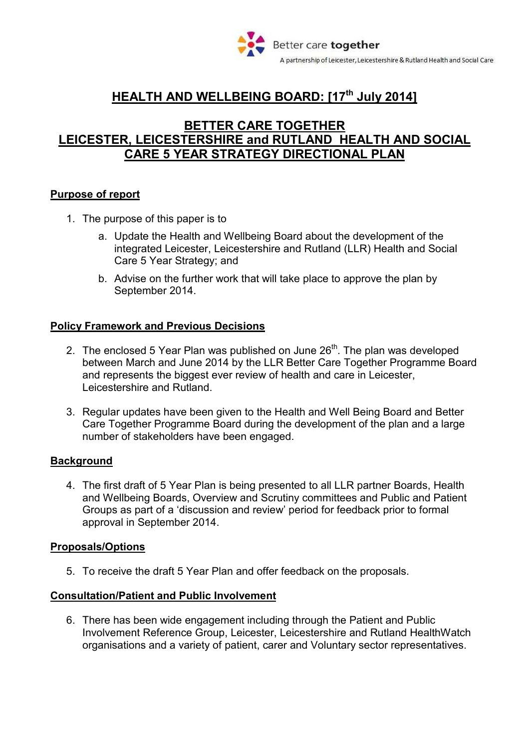Better care **together**

A partnership of Leicester, Leicestershire & Rutland Health and Social Care

# HEALTH AND WELLBEING BOARD: [17th July 2014]

# BETTER CARE TOGETHER LEICESTER, LEICESTERSHIRE and RUTLAND HEALTH AND SOCIAL CARE 5 YEAR STRATEGY DIRECTIONAL PLAN

## Purpose of report

1. The purpose of this paper is to
   a. Update the Health and Wellbeing Board about the development of the integrated Leicester, Leicestershire and Rutland (LLR) Health and Social Care 5 Year Strategy; and
   b. Advise on the further work that will take place to approve the plan by September 2014.

## Policy Framework and Previous Decisions

2. The enclosed 5 Year Plan was published on June 26th. The plan was developed between March and June 2014 by the LLR Better Care Together Programme Board and represents the biggest ever review of health and care in Leicester, Leicestershire and Rutland.

3. Regular updates have been given to the Health and Well Being Board and Better Care Together Programme Board during the development of the plan and a large number of stakeholders have been engaged.

## Background

4. The first draft of 5 Year Plan is being presented to all LLR partner Boards, Health and Wellbeing Boards, Overview and Scrutiny committees and Public and Patient Groups as part of a 'discussion and review' period for feedback prior to formal approval in September 2014.

## Proposals/Options

5. To receive the draft 5 Year Plan and offer feedback on the proposals.

## Consultation/Patient and Public Involvement

6. There has been wide engagement including through the Patient and Public Involvement Reference Group, Leicester, Leicestershire and Rutland HealthWatch organisations and a variety of patient, carer and Voluntary sector representatives.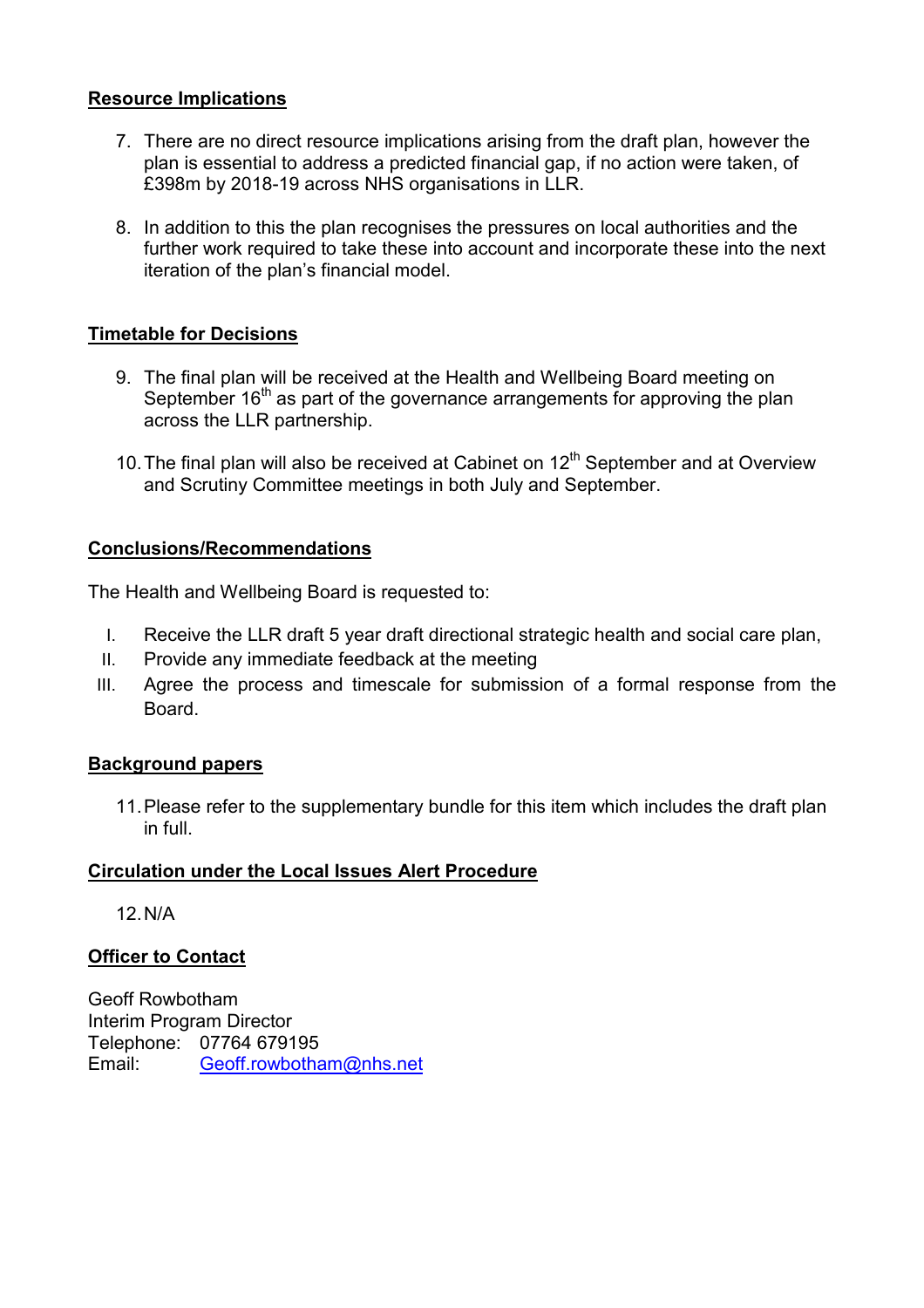## Resource Implications

7. There are no direct resource implications arising from the draft plan, however the plan is essential to address a predicted financial gap, if no action were taken, of £398m by 2018-19 across NHS organisations in LLR.

8. In addition to this the plan recognises the pressures on local authorities and the further work required to take these into account and incorporate these into the next iteration of the plan's financial model.

## Timetable for Decisions

9. The final plan will be received at the Health and Wellbeing Board meeting on September 16th as part of the governance arrangements for approving the plan across the LLR partnership.

10. The final plan will also be received at Cabinet on 12th September and at Overview and Scrutiny Committee meetings in both July and September.

## Conclusions/Recommendations

The Health and Wellbeing Board is requested to:

I. Receive the LLR draft 5 year draft directional strategic health and social care plan,
II. Provide any immediate feedback at the meeting
III. Agree the process and timescale for submission of a formal response from the Board.

## Background papers

11. Please refer to the supplementary bundle for this item which includes the draft plan in full.

## Circulation under the Local Issues Alert Procedure

12. N/A

## Officer to Contact

Geoff Rowbotham
Interim Program Director
Telephone: 07764 679195
Email: Geoff.rowbotham@nhs.net